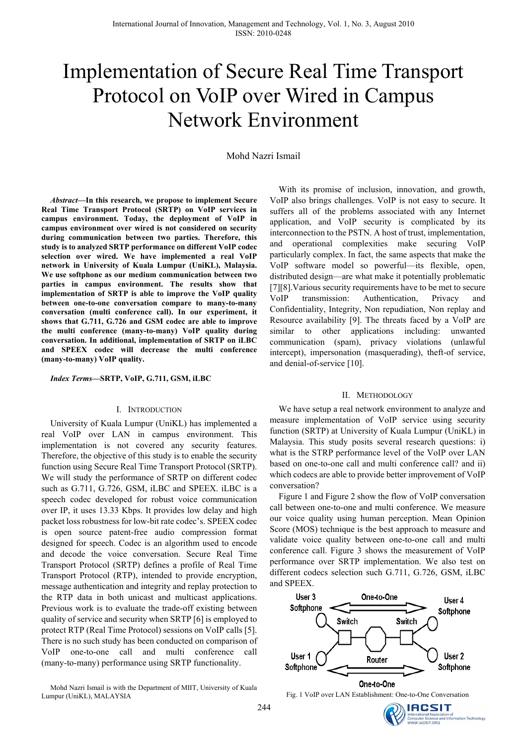# Implementation of Secure Real Time Transport Protocol on VoIP over Wired in Campus Network Environment

Mohd Nazri Ismail

***Abstract*—In this research, we propose to implement Secure Real Time Transport Protocol (SRTP) on VoIP services in campus environment. Today, the deployment of VoIP in campus environment over wired is not considered on security during communication between two parties. Therefore, this study is to analyzed SRTP performance on different VoIP codec selection over wired. We have implemented a real VoIP network in University of Kuala Lumpur (UniKL), Malaysia. We use softphone as our medium communication between two parties in campus environment. The results show that implementation of SRTP is able to improve the VoIP quality between one-to-one conversation compare to many-to-many conversation (multi conference call). In our experiment, it shows that G.711, G.726 and GSM codec are able to improve the multi conference (many-to-many) VoIP quality during conversation. In additional, implementation of SRTP on iLBC and SPEEX codec will decrease the multi conference (many-to-many) VoIP quality.**

***Index Terms*—SRTP, VoIP, G.711, GSM, iLBC**

## I. Introduction

University of Kuala Lumpur (UniKL) has implemented a real VoIP over LAN in campus environment. This implementation is not covered any security features. Therefore, the objective of this study is to enable the security function using Secure Real Time Transport Protocol (SRTP). We will study the performance of SRTP on different codec such as G.711, G.726, GSM, iLBC and SPEEX. iLBC is a speech codec developed for robust voice communication over IP, it uses 13.33 Kbps. It provides low delay and high packet loss robustness for low-bit rate codec's. SPEEX codec is open source patent-free audio compression format designed for speech. Codec is an algorithm used to encode and decode the voice conversation. Secure Real Time Transport Protocol (SRTP) defines a profile of Real Time Transport Protocol (RTP), intended to provide encryption, message authentication and integrity and replay protection to the RTP data in both unicast and multicast applications. Previous work is to evaluate the trade-off existing between quality of service and security when SRTP [6] is employed to protect RTP (Real Time Protocol) sessions on VoIP calls [5]. There is no such study has been conducted on comparison of VoIP one-to-one call and multi conference call (many-to-many) performance using SRTP functionality.

Mohd Nazri Ismail is with the Department of MIIT, University of Kuala Lumpur (UniKL), MALAYSIA

With its promise of inclusion, innovation, and growth, VoIP also brings challenges. VoIP is not easy to secure. It suffers all of the problems associated with any Internet application, and VoIP security is complicated by its interconnection to the PSTN. A host of trust, implementation, and operational complexities make securing VoIP particularly complex. In fact, the same aspects that make the VoIP software model so powerful—its flexible, open, distributed design—are what make it potentially problematic [7][8]. Various security requirements have to be met to secure VoIP transmission: Authentication, Privacy and Confidentiality, Integrity, Non repudiation, Non replay and Resource availability [9]. The threats faced by a VoIP are similar to other applications including: unwanted communication (spam), privacy violations (unlawful intercept), impersonation (masquerading), theft-of service, and denial-of-service [10].

## II. Methodology

We have setup a real network environment to analyze and measure implementation of VoIP service using security function (SRTP) at University of Kuala Lumpur (UniKL) in Malaysia. This study posits several research questions: i) what is the STRP performance level of the VoIP over LAN based on one-to-one call and multi conference call? and ii) which codecs are able to provide better improvement of VoIP conversation?

Figure 1 and Figure 2 show the flow of VoIP conversation call between one-to-one and multi conference. We measure our voice quality using human perception. Mean Opinion Score (MOS) technique is the best approach to measure and validate voice quality between one-to-one call and multi conference call. Figure 3 shows the measurement of VoIP performance over SRTP implementation. We also test on different codecs selection such G.711, G.726, GSM, iLBC and SPEEX.

Fig. 1 VoIP over LAN Establishment: One-to-One Conversation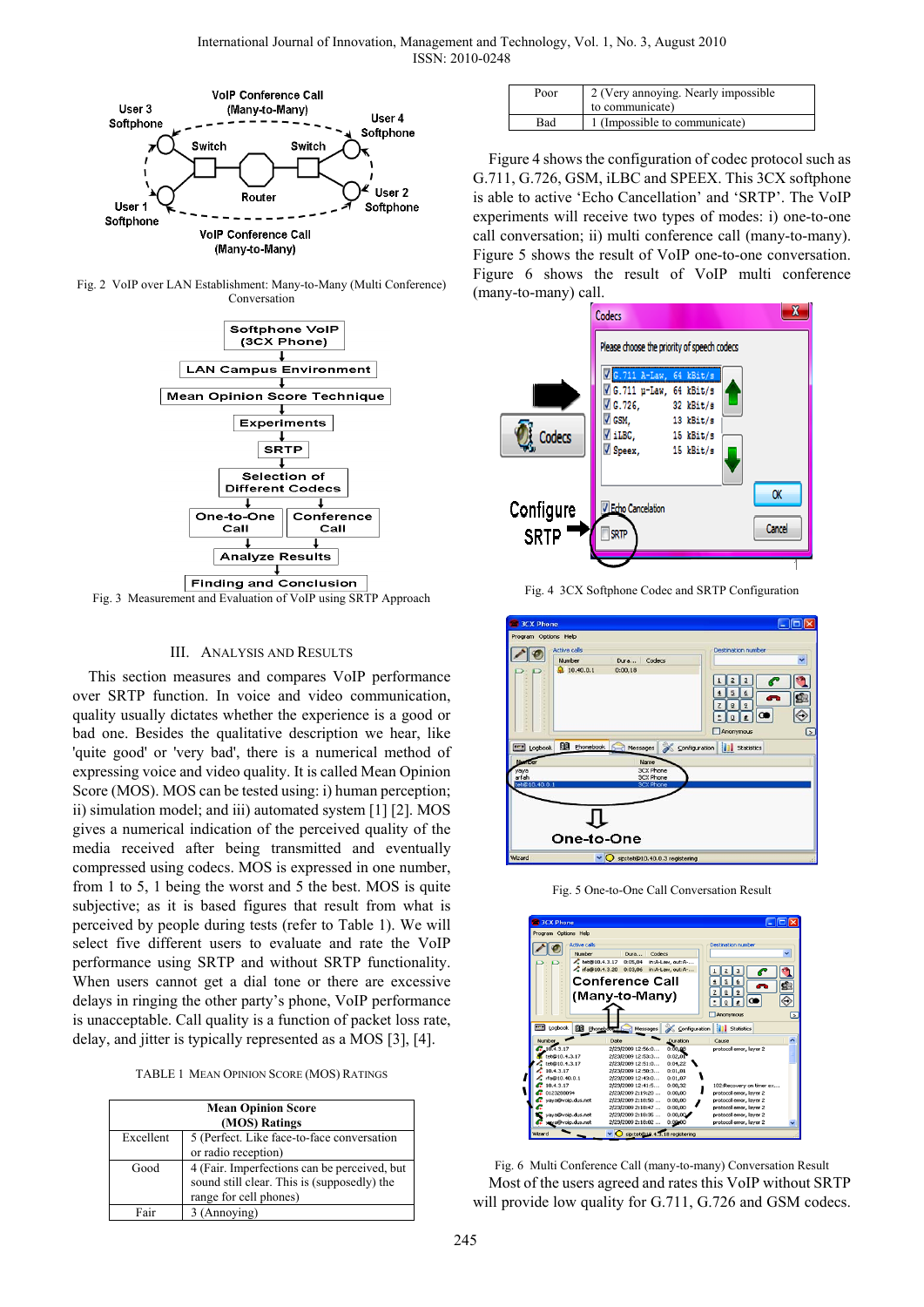Fig. 2 VoIP over LAN Establishment: Many-to-Many (Multi Conference) Conversation

Fig. 3 Measurement and Evaluation of VoIP using SRTP Approach

## III. Analysis and Results

This section measures and compares VoIP performance over SRTP function. In voice and video communication, quality usually dictates whether the experience is a good or bad one. Besides the qualitative description we hear, like 'quite good' or 'very bad', there is a numerical method of expressing voice and video quality. It is called Mean Opinion Score (MOS). MOS can be tested using: i) human perception; ii) simulation model; and iii) automated system [1] [2]. MOS gives a numerical indication of the perceived quality of the media received after being transmitted and eventually compressed using codecs. MOS is expressed in one number, from 1 to 5, 1 being the worst and 5 the best. MOS is quite subjective; as it is based figures that result from what is perceived by people during tests (refer to Table 1). We will select five different users to evaluate and rate the VoIP performance using SRTP and without SRTP functionality. When users cannot get a dial tone or there are excessive delays in ringing the other party's phone, VoIP performance is unacceptable. Call quality is a function of packet loss rate, delay, and jitter is typically represented as a MOS [3], [4].

TABLE 1 Mean Opinion Score (MOS) Ratings

| Mean Opinion Score (MOS) Ratings | |
|---|---|
| Excellent | 5 (Perfect. Like face-to-face conversation or radio reception) |
| Good | 4 (Fair. Imperfections can be perceived, but sound still clear. This is (supposedly) the range for cell phones) |
| Fair | 3 (Annoying) |
| Poor | 2 (Very annoying. Nearly impossible to communicate) |
| Bad | 1 (Impossible to communicate) |

Figure 4 shows the configuration of codec protocol such as G.711, G.726, GSM, iLBC and SPEEX. This 3CX softphone is able to active 'Echo Cancellation' and 'SRTP'. The VoIP experiments will receive two types of modes: i) one-to-one call conversation; ii) multi conference call (many-to-many). Figure 5 shows the result of VoIP one-to-one conversation. Figure 6 shows the result of VoIP multi conference (many-to-many) call.

Fig. 4 3CX Softphone Codec and SRTP Configuration

Fig. 5 One-to-One Call Conversation Result

Fig. 6 Multi Conference Call (many-to-many) Conversation Result

Most of the users agreed and rates this VoIP without SRTP will provide low quality for G.711, G.726 and GSM codecs.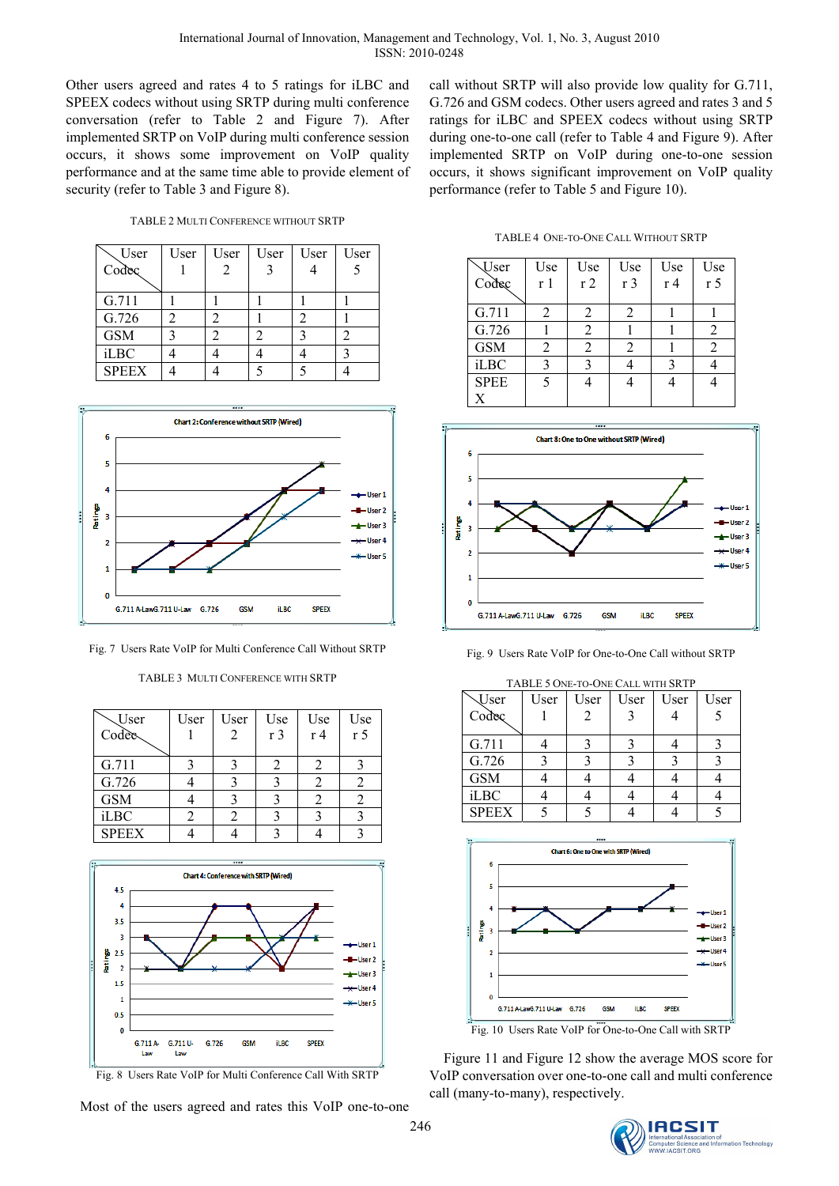Other users agreed and rates 4 to 5 ratings for iLBC and SPEEX codecs without using SRTP during multi conference conversation (refer to Table 2 and Figure 7). After implemented SRTP on VoIP during multi conference session occurs, it shows some improvement on VoIP quality performance and at the same time able to provide element of security (refer to Table 3 and Figure 8).

TABLE 2 MULTI CONFERENCE WITHOUT SRTP

| User / Codec | User 1 | User 2 | User 3 | User 4 | User 5 |
|---|---|---|---|---|---|
| G.711 | 1 | 1 | 1 | 1 | 1 |
| G.726 | 2 | 2 | 1 | 2 | 1 |
| GSM | 3 | 2 | 2 | 3 | 2 |
| iLBC | 4 | 4 | 4 | 4 | 3 |
| SPEEX | 4 | 4 | 5 | 5 | 4 |

Fig. 7 Users Rate VoIP for Multi Conference Call Without SRTP

TABLE 3 MULTI CONFERENCE WITH SRTP

| User / Codec | User 1 | User 2 | User 3 | User 4 | User 5 |
|---|---|---|---|---|---|
| G.711 | 3 | 3 | 2 | 2 | 3 |
| G.726 | 4 | 3 | 3 | 2 | 2 |
| GSM | 4 | 3 | 3 | 2 | 2 |
| iLBC | 2 | 2 | 3 | 3 | 3 |
| SPEEX | 4 | 4 | 3 | 4 | 3 |

Fig. 8 Users Rate VoIP for Multi Conference Call With SRTP

Most of the users agreed and rates this VoIP one-to-one call without SRTP will also provide low quality for G.711, G.726 and GSM codecs. Other users agreed and rates 3 and 5 ratings for iLBC and SPEEX codecs without using SRTP during one-to-one call (refer to Table 4 and Figure 9). After implemented SRTP on VoIP during one-to-one session occurs, it shows significant improvement on VoIP quality performance (refer to Table 5 and Figure 10).

TABLE 4 ONE-TO-ONE CALL WITHOUT SRTP

| User / Codec | User 1 | User 2 | User 3 | User 4 | User 5 |
|---|---|---|---|---|---|
| G.711 | 2 | 2 | 2 | 1 | 1 |
| G.726 | 1 | 2 | 1 | 1 | 2 |
| GSM | 2 | 2 | 2 | 1 | 2 |
| iLBC | 3 | 3 | 4 | 3 | 4 |
| SPEEX | 5 | 4 | 4 | 4 | 4 |

Fig. 9 Users Rate VoIP for One-to-One Call without SRTP

TABLE 5 ONE-TO-ONE CALL WITH SRTP

| User / Codec | User 1 | User 2 | User 3 | User 4 | User 5 |
|---|---|---|---|---|---|
| G.711 | 4 | 3 | 3 | 4 | 3 |
| G.726 | 3 | 3 | 3 | 3 | 3 |
| GSM | 4 | 4 | 4 | 4 | 4 |
| iLBC | 4 | 4 | 4 | 4 | 4 |
| SPEEX | 5 | 5 | 4 | 4 | 5 |

Fig. 10 Users Rate VoIP for One-to-One Call with SRTP

Figure 11 and Figure 12 show the average MOS score for VoIP conversation over one-to-one call and multi conference call (many-to-many), respectively.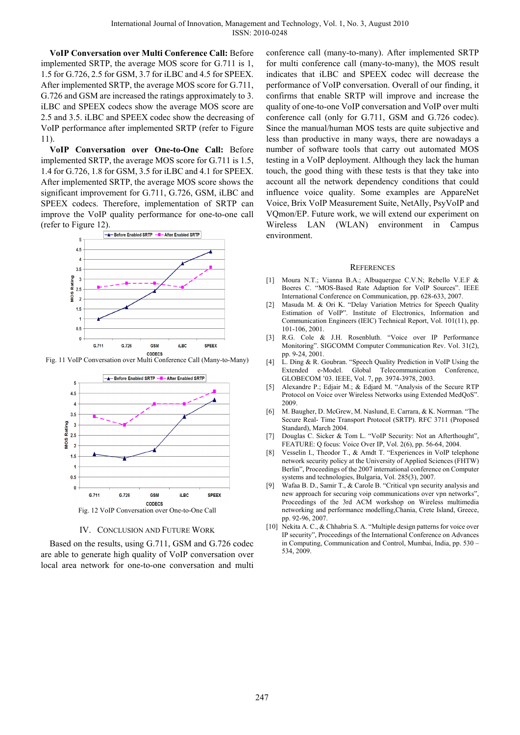**VoIP Conversation over Multi Conference Call:** Before implemented SRTP, the average MOS score for G.711 is 1, 1.5 for G.726, 2.5 for GSM, 3.7 for iLBC and 4.5 for SPEEX. After implemented SRTP, the average MOS score for G.711, G.726 and GSM are increased the ratings approximately to 3. iLBC and SPEEX codecs show the average MOS score are 2.5 and 3.5. iLBC and SPEEX codec show the decreasing of VoIP performance after implemented SRTP (refer to Figure 11).

**VoIP Conversation over One-to-One Call:** Before implemented SRTP, the average MOS score for G.711 is 1.5, 1.4 for G.726, 1.8 for GSM, 3.5 for iLBC and 4.1 for SPEEX. After implemented SRTP, the average MOS score shows the significant improvement for G.711, G.726, GSM, iLBC and SPEEX codecs. Therefore, implementation of SRTP can improve the VoIP quality performance for one-to-one call (refer to Figure 12).

Before Enabled SRTP
After Enabled SRTP
MOS Rating
5
4.5
4
3.5
3
2.5
2
1.5
1
0.5
0
G.711
G.726
GSM
iLBC
SPEEX
CODECS

Fig. 11 VoIP Conversation over Multi Conference Call (Many-to-Many)

Before Enabled SRTP
After Enabled SRTP
MOS Rating
5
4.5
4
3.5
3
2.5
2
1.5
1
0.5
0
G.711
G.726
GSM
iLBC
SPEEX
CODECS

Fig. 12 VoIP Conversation over One-to-One Call

## IV. Conclusion and Future Work

Based on the results, using G.711, GSM and G.726 codec are able to generate high quality of VoIP conversation over local area network for one-to-one conversation and multi conference call (many-to-many). After implemented SRTP for multi conference call (many-to-many), the MOS result indicates that iLBC and SPEEX codec will decrease the performance of VoIP conversation. Overall of our finding, it confirms that enable SRTP will improve and increase the quality of one-to-one VoIP conversation and VoIP over multi conference call (only for G.711, GSM and G.726 codec). Since the manual/human MOS tests are quite subjective and less than productive in many ways, there are nowadays a number of software tools that carry out automated MOS testing in a VoIP deployment. Although they lack the human touch, the good thing with these tests is that they take into account all the network dependency conditions that could influence voice quality. Some examples are AppareNet Voice, Brix VoIP Measurement Suite, NetAlly, PsyVoIP and VQmon/EP. Future work, we will extend our experiment on Wireless LAN (WLAN) environment in Campus environment.

## References

[1] Moura N.T.; Vianna B.A.; Albuquergue C.V.N; Rebello V.E.F & Boeres C. "MOS-Based Rate Adaption for VoIP Sources". IEEE International Conference on Communication, pp. 628-633, 2007.

[2] Masuda M. & Ori K. "Delay Variation Metrics for Speech Quality Estimation of VoIP". Institute of Electronics, Information and Communication Engineers (IEIC) Technical Report, Vol. 101(11), pp. 101-106, 2001.

[3] R.G. Cole & J.H. Rosenbluth. "Voice over IP Performance Monitoring". SIGCOMM Computer Communication Rev. Vol. 31(2), pp. 9-24, 2001.

[4] L. Ding & R. Goubran. "Speech Quality Prediction in VoIP Using the Extended e-Model. Global Telecommunication Conference, GLOBECOM '03. IEEE, Vol. 7, pp. 3974-3978, 2003.

[5] Alexandre P.; Edjair M.; & Edjard M. "Analysis of the Secure RTP Protocol on Voice over Wireless Networks using Extended MedQoS". 2009.

[6] M. Baugher, D. McGrew, M. Naslund, E. Carrara, & K. Norrman. "The Secure Real- Time Transport Protocol (SRTP). RFC 3711 (Proposed Standard), March 2004.

[7] Douglas C. Sicker & Tom L. "VoIP Security: Not an Afterthought", FEATURE: Q focus: Voice Over IP, Vol. 2(6), pp. 56-64, 2004.

[8] Vesselin I., Theodor T., & Amdt T. "Experiences in VoIP telephone network security policy at the University of Applied Sciences (FHTW) Berlin", Proceedings of the 2007 international conference on Computer systems and technologies, Bulgaria, Vol. 285(3), 2007.

[9] Wafaa B. D., Samir T., & Carole B. "Critical vpn security analysis and new approach for securing voip communications over vpn networks", Proceedings of the 3rd ACM workshop on Wireless multimedia networking and performance modelling,Chania, Crete Island, Greece, pp. 92-96, 2007.

[10] Nekita A. C., & Chhabria S. A. "Multiple design patterns for voice over IP security", Proceedings of the International Conference on Advances in Computing, Communication and Control, Mumbai, India, pp. 530 – 534, 2009.